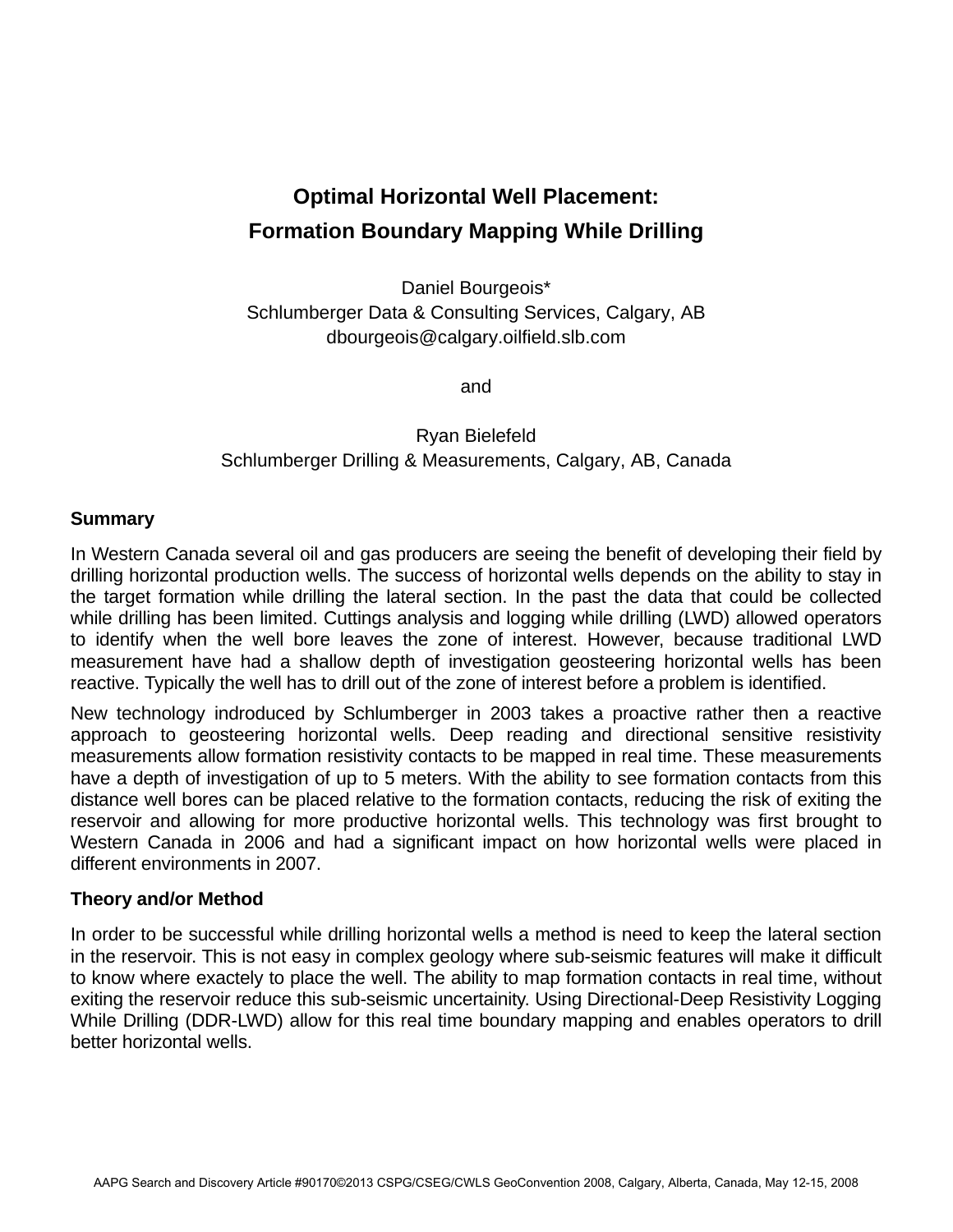# Optimal Horizontal Well Placement:
# Formation Boundary Mapping While Drilling

Daniel Bourgeois*
Schlumberger Data & Consulting Services, Calgary, AB
dbourgeois@calgary.oilfield.slb.com

and

Ryan Bielefeld
Schlumberger Drilling & Measurements, Calgary, AB, Canada

## Summary

In Western Canada several oil and gas producers are seeing the benefit of developing their field by drilling horizontal production wells. The success of horizontal wells depends on the ability to stay in the target formation while drilling the lateral section. In the past the data that could be collected while drilling has been limited. Cuttings analysis and logging while drilling (LWD) allowed operators to identify when the well bore leaves the zone of interest. However, because traditional LWD measurement have had a shallow depth of investigation geosteering horizontal wells has been reactive. Typically the well has to drill out of the zone of interest before a problem is identified.

New technology indroduced by Schlumberger in 2003 takes a proactive rather then a reactive approach to geosteering horizontal wells. Deep reading and directional sensitive resistivity measurements allow formation resistivity contacts to be mapped in real time. These measurements have a depth of investigation of up to 5 meters. With the ability to see formation contacts from this distance well bores can be placed relative to the formation contacts, reducing the risk of exiting the reservoir and allowing for more productive horizontal wells. This technology was first brought to Western Canada in 2006 and had a significant impact on how horizontal wells were placed in different environments in 2007.

## Theory and/or Method

In order to be successful while drilling horizontal wells a method is need to keep the lateral section in the reservoir. This is not easy in complex geology where sub-seismic features will make it difficult to know where exactely to place the well. The ability to map formation contacts in real time, without exiting the reservoir reduce this sub-seismic uncertainity. Using Directional-Deep Resistivity Logging While Drilling (DDR-LWD) allow for this real time boundary mapping and enables operators to drill better horizontal wells.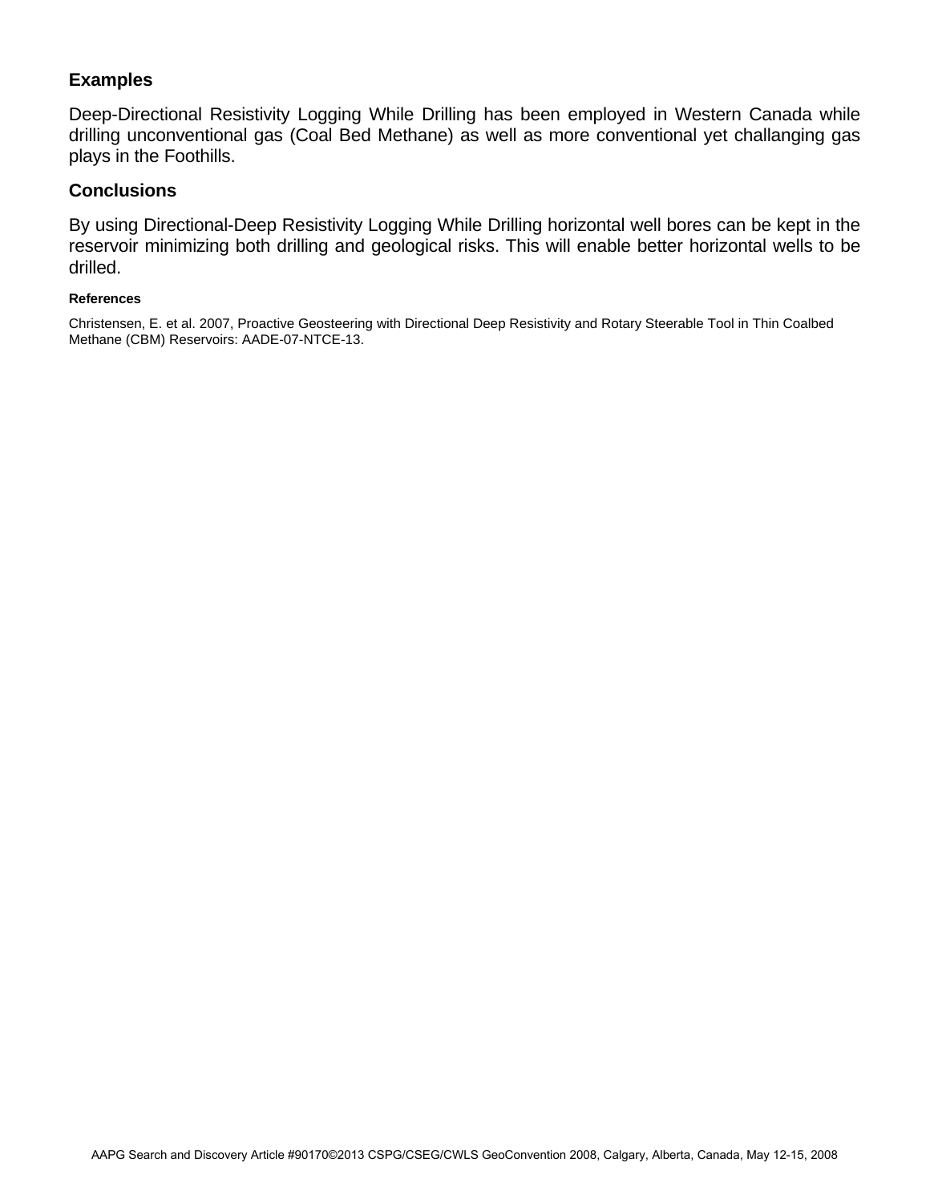## Examples

Deep-Directional Resistivity Logging While Drilling has been employed in Western Canada while drilling unconventional gas (Coal Bed Methane) as well as more conventional yet challanging gas plays in the Foothills.

## Conclusions

By using Directional-Deep Resistivity Logging While Drilling horizontal well bores can be kept in the reservoir minimizing both drilling and geological risks. This will enable better horizontal wells to be drilled.

#### References

Christensen, E. et al. 2007, Proactive Geosteering with Directional Deep Resistivity and Rotary Steerable Tool in Thin Coalbed Methane (CBM) Reservoirs: AADE-07-NTCE-13.